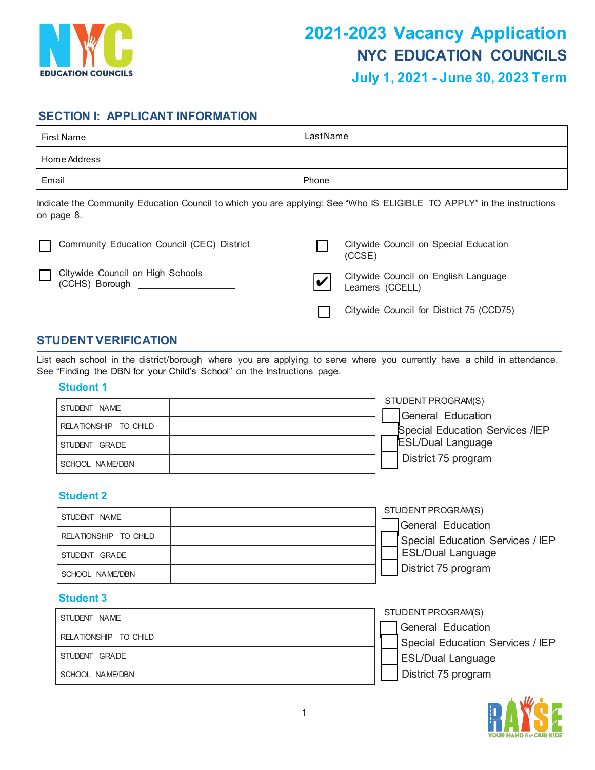# 2021-2023 Vacancy Application

## NYC EDUCATION COUNCILS

### July 1, 2021 - June 30, 2023 Term

## SECTION I: APPLICANT INFORMATION

| First Name | Last Name |
|---|---|
| Home Address | |
| Email | Phone |

Indicate the Community Education Council to which you are applying: See "Who IS ELIGIBLE TO APPLY" in the instructions on page 8.

- ☐ Community Education Council (CEC) District ______
- ☐ Citywide Council on High Schools (CCHS) Borough ______________
- ☐ Citywide Council on Special Education (CCSE)
- ☑ Citywide Council on English Language Learners (CCELL)
- ☐ Citywide Council for District 75 (CCD75)

## STUDENT VERIFICATION

List each school in the district/borough where you are applying to serve where you currently have a child in attendance. See "Finding the DBN for your Child's School" on the Instructions page.

### Student 1

| STUDENT NAME | |
|---|---|
| RELATIONSHIP TO CHILD | |
| STUDENT GRADE | |
| SCHOOL NAME/DBN | |

STUDENT PROGRAM(S)
- ☐ General Education
- ☐ Special Education Services /IEP
- ☐ ESL/Dual Language
- ☐ District 75 program

### Student 2

| STUDENT NAME | |
|---|---|
| RELATIONSHIP TO CHILD | |
| STUDENT GRADE | |
| SCHOOL NAME/DBN | |

STUDENT PROGRAM(S)
- ☐ General Education
- ☐ Special Education Services / IEP
- ☐ ESL/Dual Language
- ☐ District 75 program

### Student 3

| STUDENT NAME | |
|---|---|
| RELATIONSHIP TO CHILD | |
| STUDENT GRADE | |
| SCHOOL NAME/DBN | |

STUDENT PROGRAM(S)
- ☐ General Education
- ☐ Special Education Services / IEP
- ☐ ESL/Dual Language
- ☐ District 75 program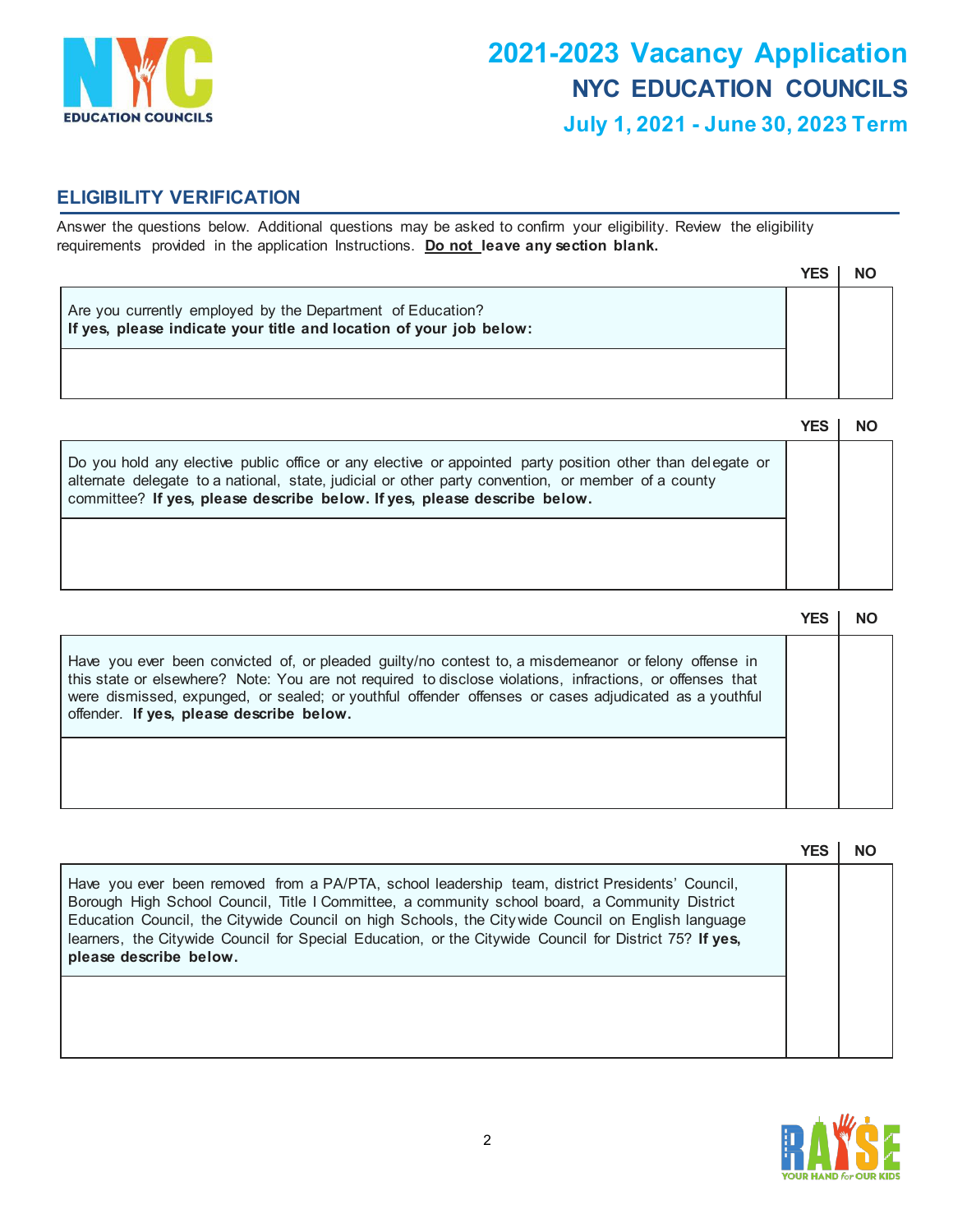# 2021-2023 Vacancy Application
## NYC EDUCATION COUNCILS
### July 1, 2021 - June 30, 2023 Term

## ELIGIBILITY VERIFICATION

Answer the questions below. Additional questions may be asked to confirm your eligibility. Review the eligibility requirements provided in the application Instructions. **Do not leave any section blank.**

| | YES | NO |
|---|---|---|
| Are you currently employed by the Department of Education?<br>**If yes, please indicate your title and location of your job below:** | | |
| | | |

| | YES | NO |
|---|---|---|
| Do you hold any elective public office or any elective or appointed party position other than delegate or alternate delegate to a national, state, judicial or other party convention, or member of a county committee? **If yes, please describe below. If yes, please describe below.** | | |
| | | |

| | YES | NO |
|---|---|---|
| Have you ever been convicted of, or pleaded guilty/no contest to, a misdemeanor or felony offense in this state or elsewhere? Note: You are not required to disclose violations, infractions, or offenses that were dismissed, expunged, or sealed; or youthful offender offenses or cases adjudicated as a youthful offender. **If yes, please describe below.** | | |
| | | |

| | YES | NO |
|---|---|---|
| Have you ever been removed from a PA/PTA, school leadership team, district Presidents' Council, Borough High School Council, Title I Committee, a community school board, a Community District Education Council, the Citywide Council on high Schools, the Citywide Council on English language learners, the Citywide Council for Special Education, or the Citywide Council for District 75? **If yes, please describe below.** | | |
| | | |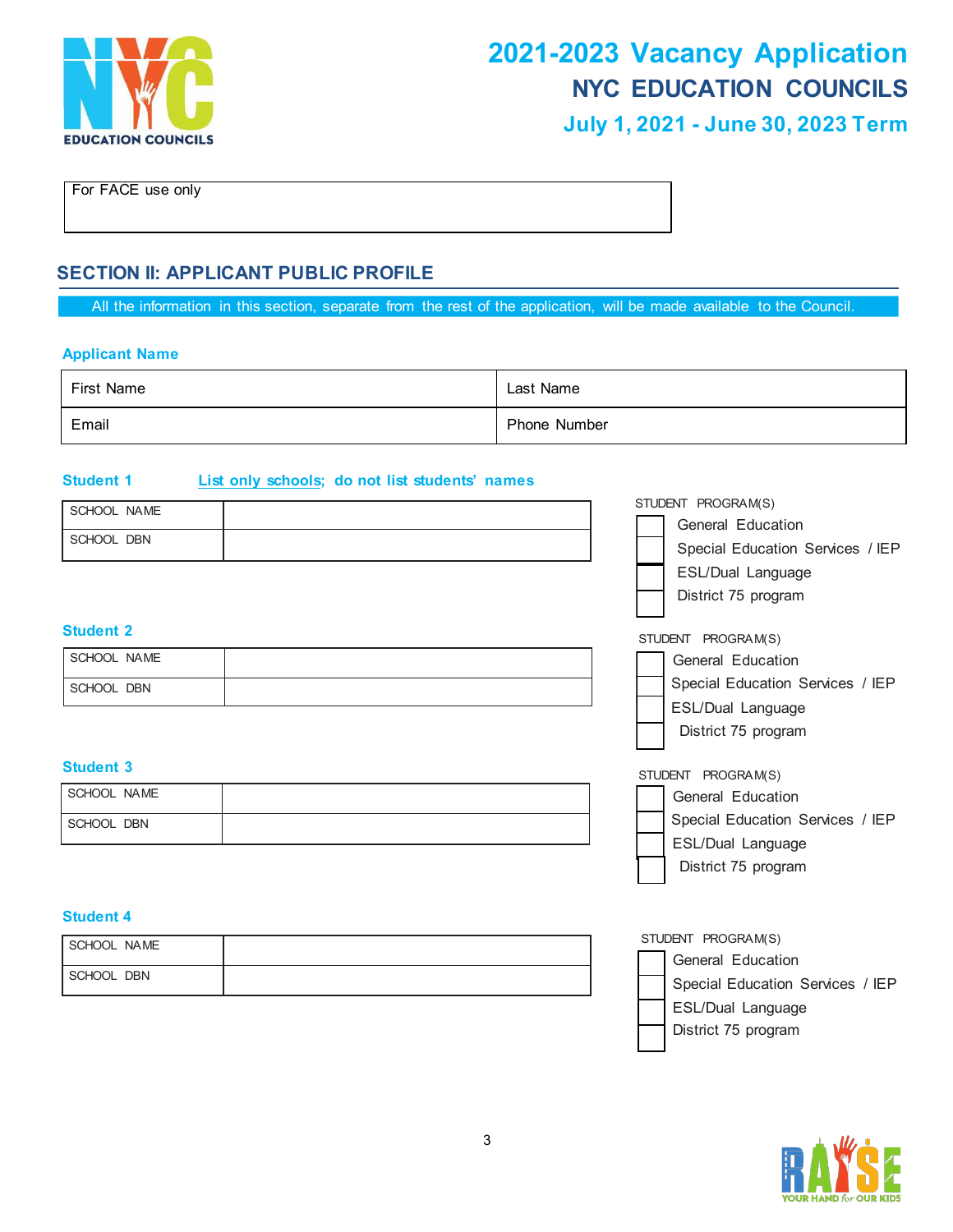# 2021-2023 Vacancy Application

## NYC EDUCATION COUNCILS

### July 1, 2021 - June 30, 2023 Term

| For FACE use only |
|---|
| |

## SECTION II: APPLICANT PUBLIC PROFILE

All the information in this section, separate from the rest of the application, will be made available to the Council.

### Applicant Name

| First Name | Last Name |
|---|---|
| Email | Phone Number |

### Student 1 — List only schools; do not list students' names

| SCHOOL NAME | |
|---|---|
| SCHOOL DBN | |

STUDENT PROGRAM(S)
- ☐ General Education
- ☐ Special Education Services / IEP
- ☐ ESL/Dual Language
- ☐ District 75 program

### Student 2

| SCHOOL NAME | |
|---|---|
| SCHOOL DBN | |

STUDENT PROGRAM(S)
- ☐ General Education
- ☐ Special Education Services / IEP
- ☐ ESL/Dual Language
- ☐ District 75 program

### Student 3

| SCHOOL NAME | |
|---|---|
| SCHOOL DBN | |

STUDENT PROGRAM(S)
- ☐ General Education
- ☐ Special Education Services / IEP
- ☐ ESL/Dual Language
- ☐ District 75 program

### Student 4

| SCHOOL NAME | |
|---|---|
| SCHOOL DBN | |

STUDENT PROGRAM(S)
- ☐ General Education
- ☐ Special Education Services / IEP
- ☐ ESL/Dual Language
- ☐ District 75 program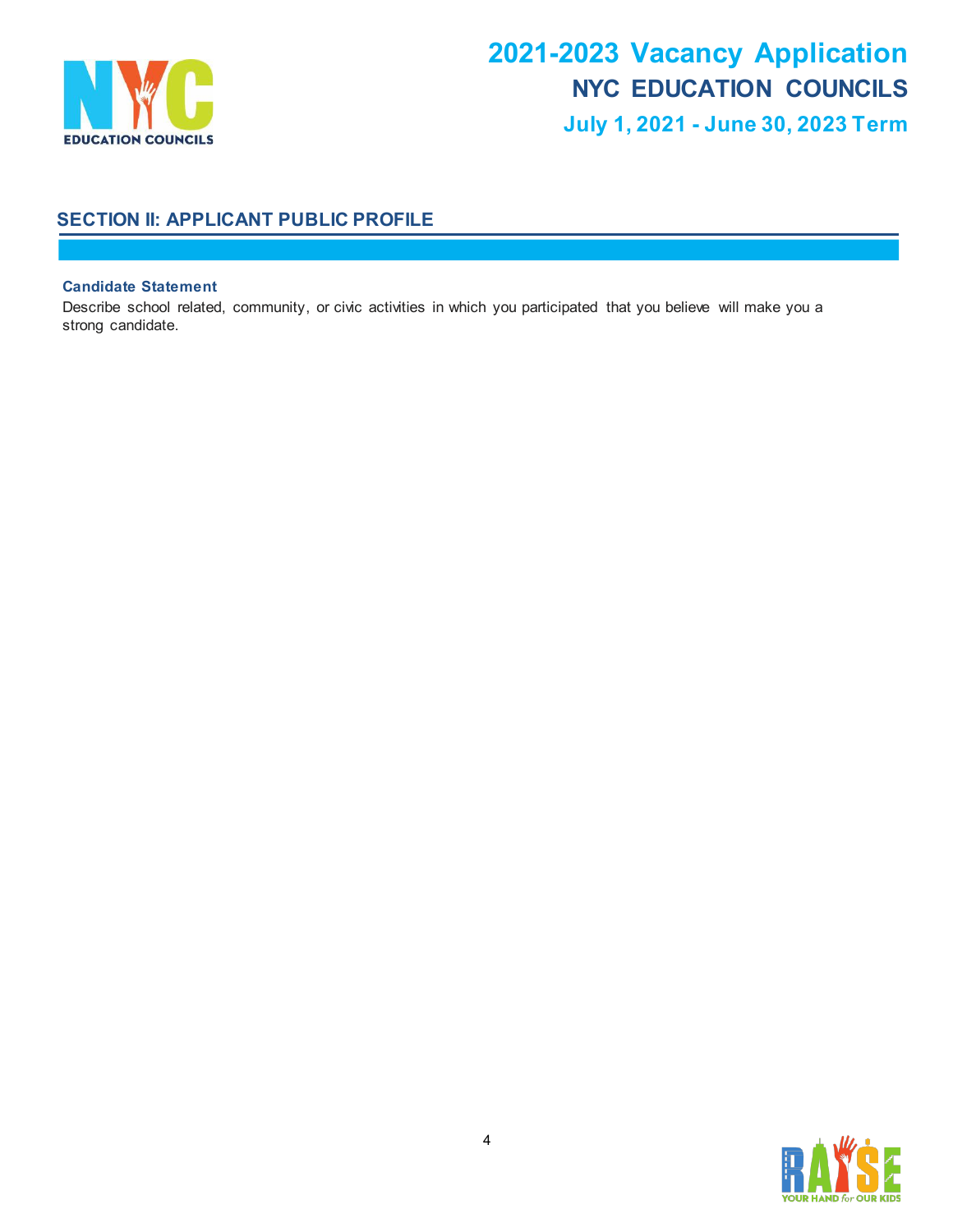# 2021-2023 Vacancy Application

## NYC EDUCATION COUNCILS

### July 1, 2021 - June 30, 2023 Term

## SECTION II: APPLICANT PUBLIC PROFILE

**Candidate Statement**

Describe school related, community, or civic activities in which you participated that you believe will make you a strong candidate.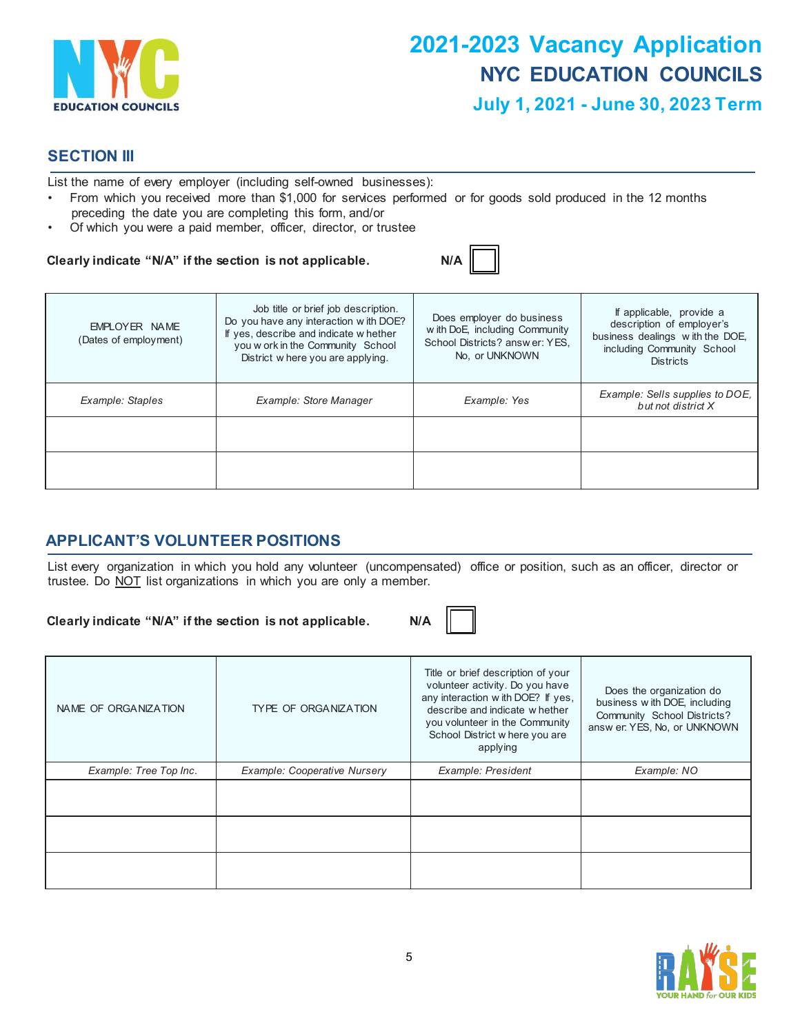# 2021-2023 Vacancy Application

## NYC EDUCATION COUNCILS

### July 1, 2021 - June 30, 2023 Term

## SECTION III

List the name of every employer (including self-owned businesses):

- From which you received more than $1,000 for services performed or for goods sold produced in the 12 months preceding the date you are completing this form, and/or
- Of which you were a paid member, officer, director, or trustee

**Clearly indicate "N/A" if the section is not applicable.** **N/A** ☐

| EMPLOYER NAME (Dates of employment) | Job title or brief job description. Do you have any interaction with DOE? If yes, describe and indicate whether you work in the Community School District where you are applying. | Does employer do business with DoE, including Community School Districts? answer: YES, No, or UNKNOWN | If applicable, provide a description of employer's business dealings with the DOE, including Community School Districts |
|---|---|---|---|
| *Example: Staples* | *Example: Store Manager* | *Example: Yes* | *Example: Sells supplies to DOE, but not district X* |
| | | | |
| | | | |

## APPLICANT'S VOLUNTEER POSITIONS

List every organization in which you hold any volunteer (uncompensated) office or position, such as an officer, director or trustee. Do NOT list organizations in which you are only a member.

**Clearly indicate "N/A" if the section is not applicable.** **N/A** ☐

| NAME OF ORGANIZATION | TYPE OF ORGANIZATION | Title or brief description of your volunteer activity. Do you have any interaction with DOE? If yes, describe and indicate whether you volunteer in the Community School District where you are applying | Does the organization do business with DOE, including Community School Districts? answer: YES, No, or UNKNOWN |
|---|---|---|---|
| *Example: Tree Top Inc.* | *Example: Cooperative Nursery* | *Example: President* | *Example: NO* |
| | | | |
| | | | |
| | | | |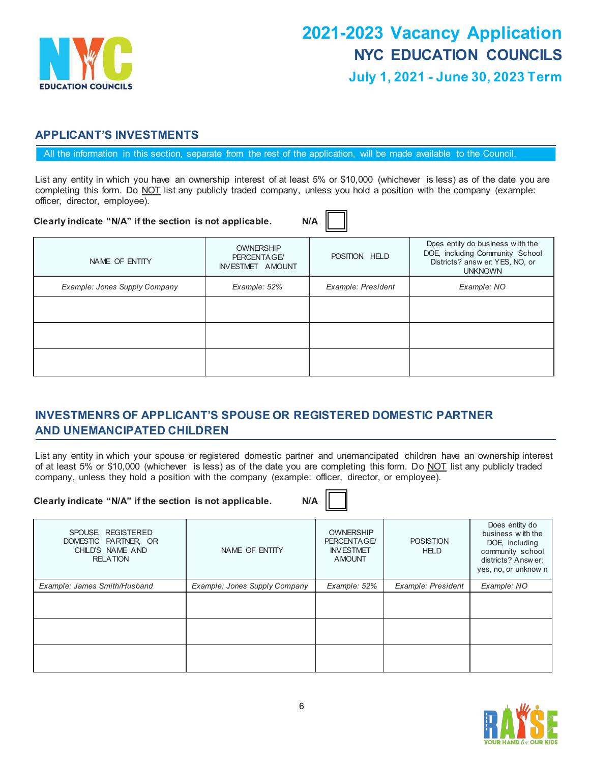# 2021-2023 Vacancy Application
## NYC EDUCATION COUNCILS
### July 1, 2021 - June 30, 2023 Term

## APPLICANT'S INVESTMENTS

All the information in this section, separate from the rest of the application, will be made available to the Council.

List any entity in which you have an ownership interest of at least 5% or $10,000 (whichever is less) as of the date you are completing this form. Do NOT list any publicly traded company, unless you hold a position with the company (example: officer, director, employee).

**Clearly indicate "N/A" if the section is not applicable.** **N/A** ☐

| NAME OF ENTITY | OWNERSHIP PERCENTAGE/ INVESTMET AMOUNT | POSITION HELD | Does entity do business with the DOE, including Community School Districts? answer: YES, NO, or UNKNOWN |
|---|---|---|---|
| *Example: Jones Supply Company* | *Example: 52%* | *Example: President* | *Example: NO* |
| | | | |
| | | | |
| | | | |

## INVESTMENRS OF APPLICANT'S SPOUSE OR REGISTERED DOMESTIC PARTNER AND UNEMANCIPATED CHILDREN

List any entity in which your spouse or registered domestic partner and unemancipated children have an ownership interest of at least 5% or $10,000 (whichever is less) as of the date you are completing this form. Do NOT list any publicly traded company, unless they hold a position with the company (example: officer, director, or employee).

**Clearly indicate "N/A" if the section is not applicable.** **N/A** ☐

| SPOUSE, REGISTERED DOMESTIC PARTNER, OR CHILD'S NAME AND RELATION | NAME OF ENTITY | OWNERSHIP PERCENTAGE/ INVESTMET AMOUNT | POSISTION HELD | Does entity do business with the DOE, including community school districts? Answer: yes, no, or unknown |
|---|---|---|---|---|
| *Example: James Smith/Husband* | *Example: Jones Supply Company* | *Example: 52%* | *Example: President* | *Example: NO* |
| | | | | |
| | | | | |
| | | | | |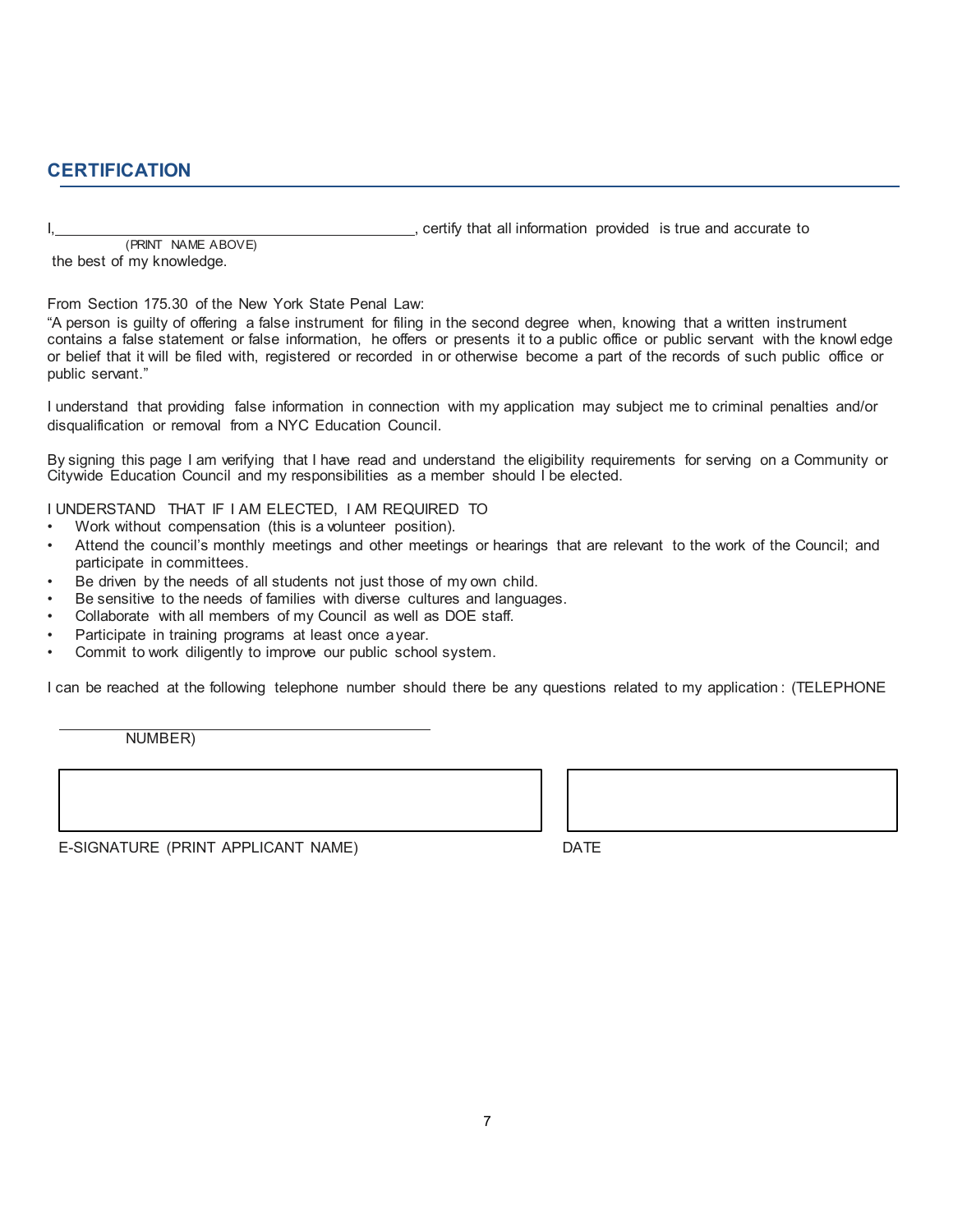## CERTIFICATION

I, ______________________________________________, certify that all information provided is true and accurate to the best of my knowledge.

(PRINT NAME ABOVE)

From Section 175.30 of the New York State Penal Law:

"A person is guilty of offering a false instrument for filing in the second degree when, knowing that a written instrument contains a false statement or false information, he offers or presents it to a public office or public servant with the knowledge or belief that it will be filed with, registered or recorded in or otherwise become a part of the records of such public office or public servant."

I understand that providing false information in connection with my application may subject me to criminal penalties and/or disqualification or removal from a NYC Education Council.

By signing this page I am verifying that I have read and understand the eligibility requirements for serving on a Community or Citywide Education Council and my responsibilities as a member should I be elected.

I UNDERSTAND THAT IF I AM ELECTED, I AM REQUIRED TO

- Work without compensation (this is a volunteer position).
- Attend the council's monthly meetings and other meetings or hearings that are relevant to the work of the Council; and participate in committees.
- Be driven by the needs of all students not just those of my own child.
- Be sensitive to the needs of families with diverse cultures and languages.
- Collaborate with all members of my Council as well as DOE staff.
- Participate in training programs at least once a year.
- Commit to work diligently to improve our public school system.

I can be reached at the following telephone number should there be any questions related to my application: (TELEPHONE

______________________________________________

NUMBER)

| | |
|---|---|
| | |
| E-SIGNATURE (PRINT APPLICANT NAME) | DATE |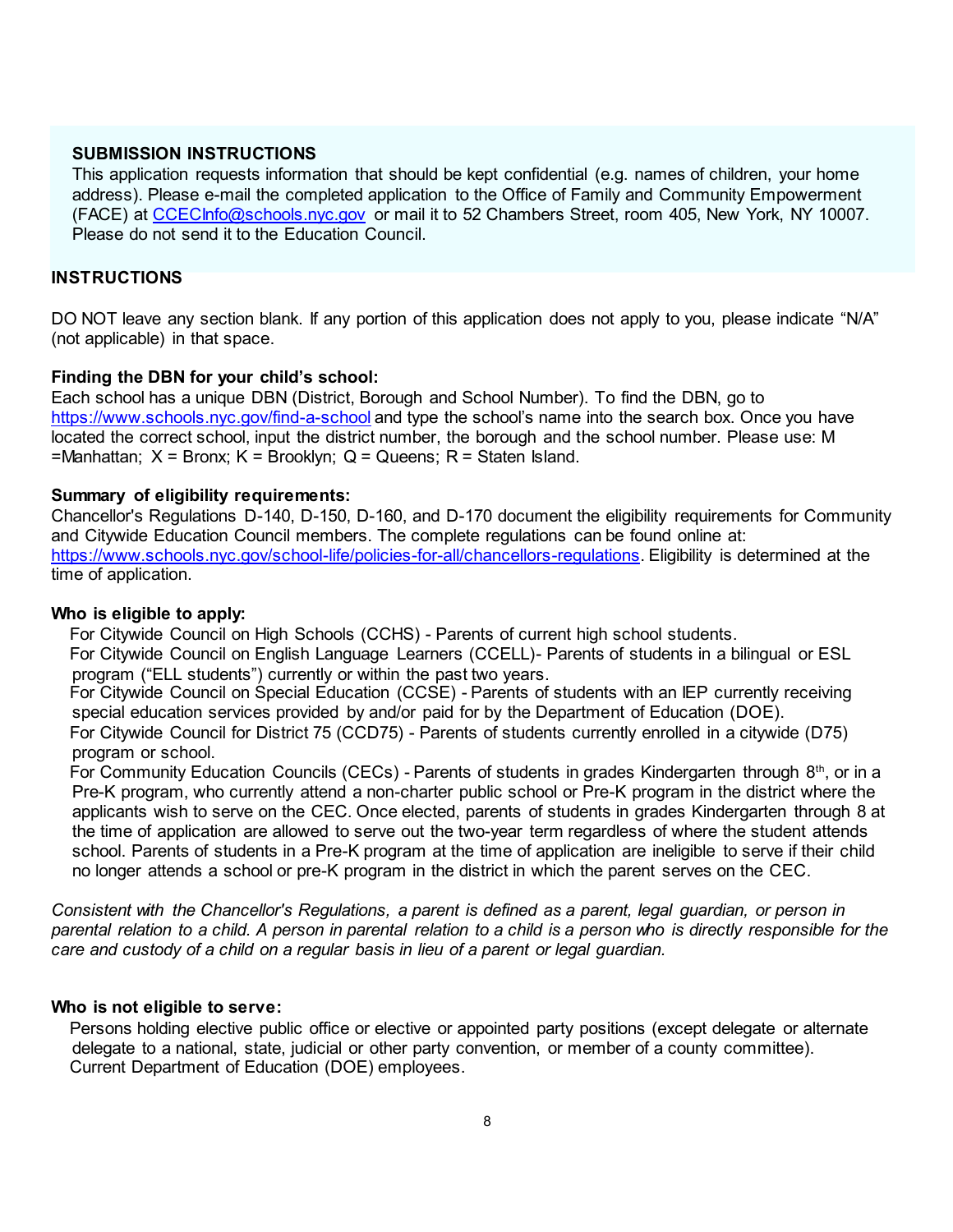**SUBMISSION INSTRUCTIONS**

This application requests information that should be kept confidential (e.g. names of children, your home address). Please e-mail the completed application to the Office of Family and Community Empowerment (FACE) at [CCECInfo@schools.nyc.gov](mailto:CCECInfo@schools.nyc.gov) or mail it to 52 Chambers Street, room 405, New York, NY 10007. Please do not send it to the Education Council.

**INSTRUCTIONS**

DO NOT leave any section blank. If any portion of this application does not apply to you, please indicate "N/A" (not applicable) in that space.

**Finding the DBN for your child's school:**

Each school has a unique DBN (District, Borough and School Number). To find the DBN, go to [https://www.schools.nyc.gov/find-a-school](https://www.schools.nyc.gov/find-a-school) and type the school's name into the search box. Once you have located the correct school, input the district number, the borough and the school number. Please use: M =Manhattan; X = Bronx; K = Brooklyn; Q = Queens; R = Staten Island.

**Summary of eligibility requirements:**

Chancellor's Regulations D-140, D-150, D-160, and D-170 document the eligibility requirements for Community and Citywide Education Council members. The complete regulations can be found online at: [https://www.schools.nyc.gov/school-life/policies-for-all/chancellors-regulations](https://www.schools.nyc.gov/school-life/policies-for-all/chancellors-regulations). Eligibility is determined at the time of application.

**Who is eligible to apply:**

- For Citywide Council on High Schools (CCHS) - Parents of current high school students.
- For Citywide Council on English Language Learners (CCELL)- Parents of students in a bilingual or ESL program ("ELL students") currently or within the past two years.
- For Citywide Council on Special Education (CCSE) - Parents of students with an IEP currently receiving special education services provided by and/or paid for by the Department of Education (DOE).
- For Citywide Council for District 75 (CCD75) - Parents of students currently enrolled in a citywide (D75) program or school.
- For Community Education Councils (CECs) - Parents of students in grades Kindergarten through 8th, or in a Pre-K program, who currently attend a non-charter public school or Pre-K program in the district where the applicants wish to serve on the CEC. Once elected, parents of students in grades Kindergarten through 8 at the time of application are allowed to serve out the two-year term regardless of where the student attends school. Parents of students in a Pre-K program at the time of application are ineligible to serve if their child no longer attends a school or pre-K program in the district in which the parent serves on the CEC.

*Consistent with the Chancellor's Regulations, a parent is defined as a parent, legal guardian, or person in parental relation to a child. A person in parental relation to a child is a person who is directly responsible for the care and custody of a child on a regular basis in lieu of a parent or legal guardian.*

**Who is not eligible to serve:**

- Persons holding elective public office or elective or appointed party positions (except delegate or alternate delegate to a national, state, judicial or other party convention, or member of a county committee).
- Current Department of Education (DOE) employees.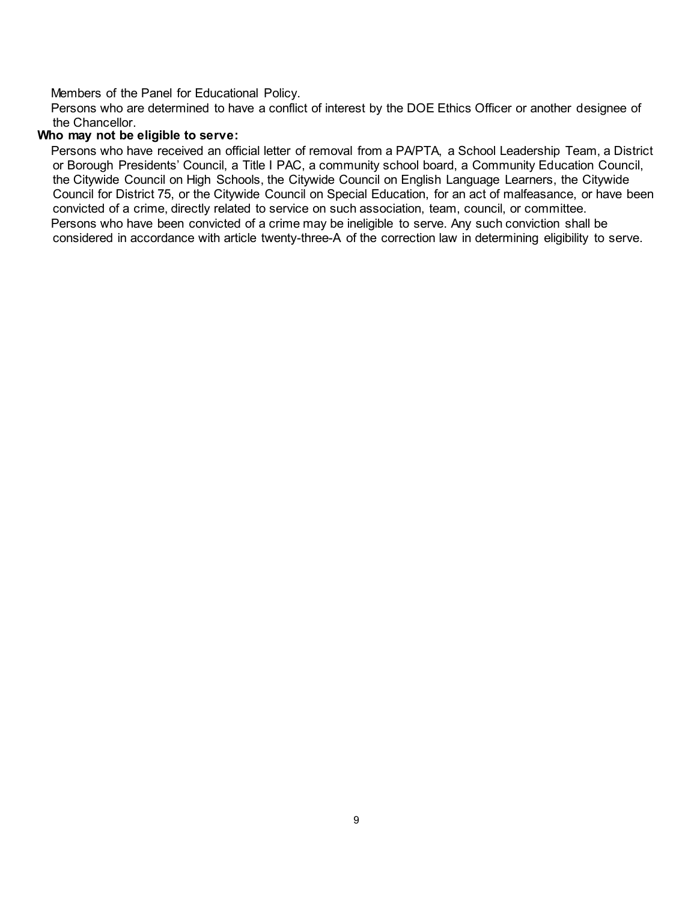- Members of the Panel for Educational Policy.
- Persons who are determined to have a conflict of interest by the DOE Ethics Officer or another designee of the Chancellor.

**Who may not be eligible to serve:**

- Persons who have received an official letter of removal from a PA/PTA, a School Leadership Team, a District or Borough Presidents' Council, a Title I PAC, a community school board, a Community Education Council, the Citywide Council on High Schools, the Citywide Council on English Language Learners, the Citywide Council for District 75, or the Citywide Council on Special Education, for an act of malfeasance, or have been convicted of a crime, directly related to service on such association, team, council, or committee.
- Persons who have been convicted of a crime may be ineligible to serve. Any such conviction shall be considered in accordance with article twenty-three-A of the correction law in determining eligibility to serve.